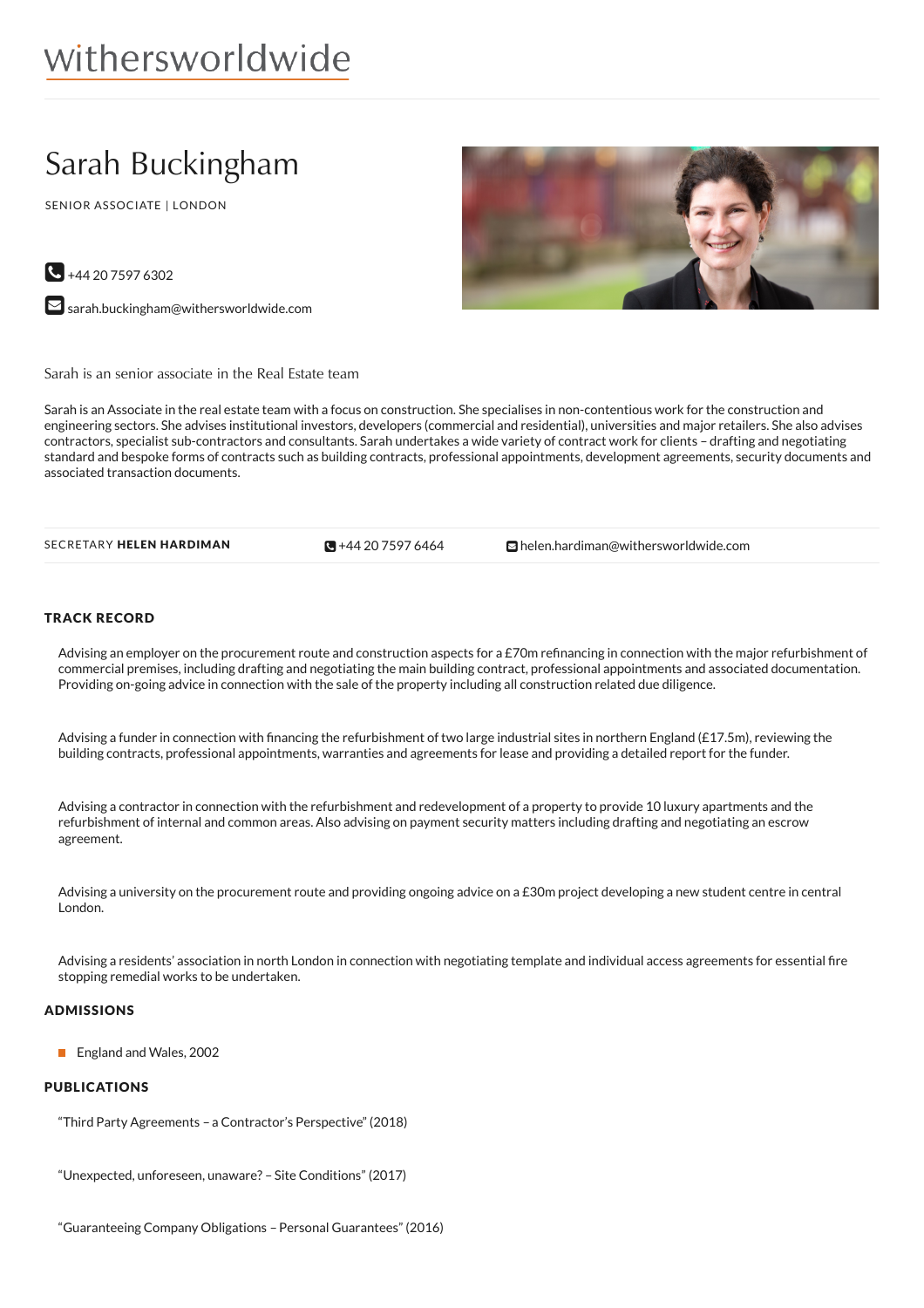withersworldwide

# Sarah Buckingham

SENIOR ASSOCIATE | LONDON

+44 20 7597 6302

sarah.buckingham@withersworldwide.com

Sarah is an senior associate in the Real Estate team

Sarah is an Associate in the real estate team with a focus on construction. She specialises in non-contentious work for the construction and engineering sectors. She advises institutional investors, developers (commercial and residential), universities and major retailers. She also advises contractors, specialist sub-contractors and consultants. Sarah undertakes a wide variety of contract work for clients – drafting and negotiating standard and bespoke forms of contracts such as building contracts, professional appointments, development agreements, security documents and associated transaction documents.

SECRETARY **HELEN HARDIMAN** | +44 20 7597 6464 | helen.hardiman@withersworldwide.com

## TRACK RECORD

Advising an employer on the procurement route and construction aspects for a £70m refinancing in connection with the major refurbishment of commercial premises, including drafting and negotiating the main building contract, professional appointments and associated documentation. Providing on-going advice in connection with the sale of the property including all construction related due diligence.

Advising a funder in connection with financing the refurbishment of two large industrial sites in northern England (£17.5m), reviewing the building contracts, professional appointments, warranties and agreements for lease and providing a detailed report for the funder.

Advising a contractor in connection with the refurbishment and redevelopment of a property to provide 10 luxury apartments and the refurbishment of internal and common areas. Also advising on payment security matters including drafting and negotiating an escrow agreement.

Advising a university on the procurement route and providing ongoing advice on a £30m project developing a new student centre in central London.

Advising a residents' association in north London in connection with negotiating template and individual access agreements for essential fire stopping remedial works to be undertaken.

## ADMISSIONS

- England and Wales, 2002

## PUBLICATIONS

"Third Party Agreements – a Contractor's Perspective" (2018)

"Unexpected, unforeseen, unaware? – Site Conditions" (2017)

"Guaranteeing Company Obligations – Personal Guarantees" (2016)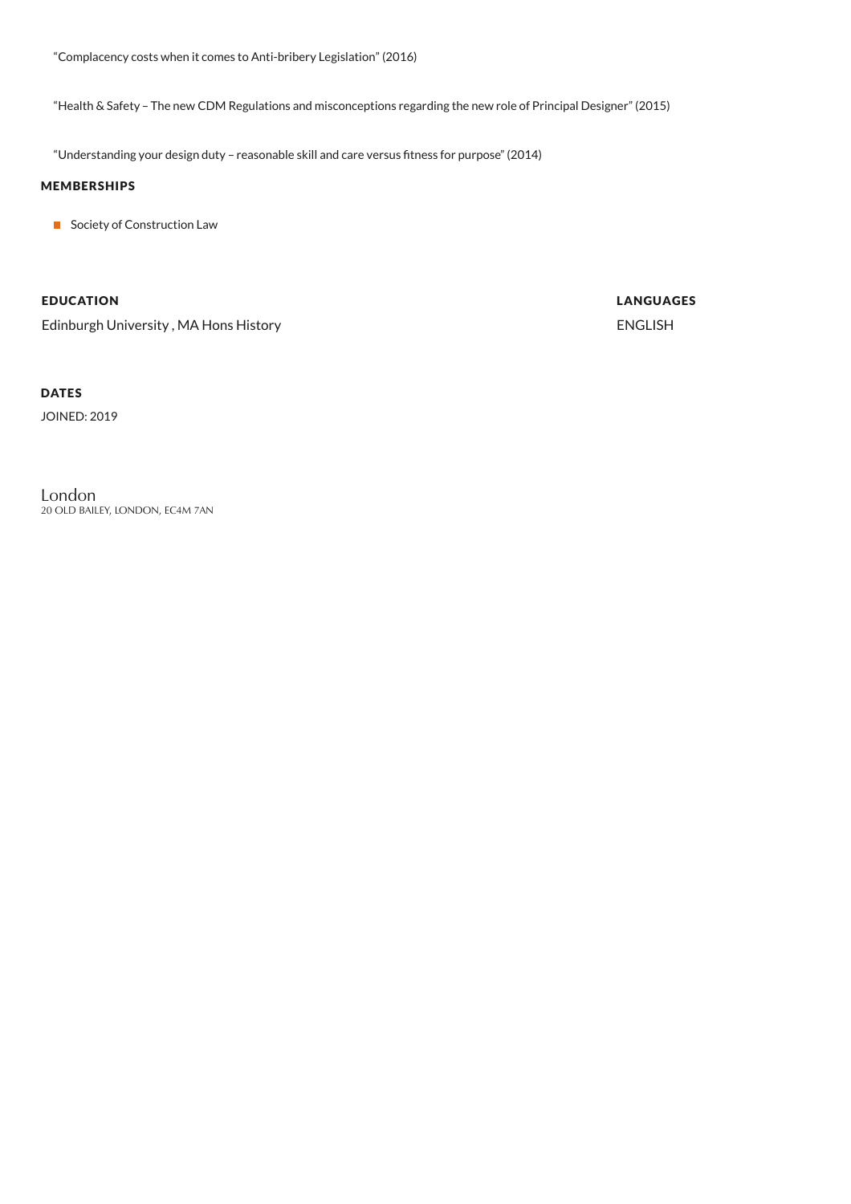"Complacency costs when it comes to Anti-bribery Legislation" (2016)

"Health & Safety – The new CDM Regulations and misconceptions regarding the new role of Principal Designer" (2015)

"Understanding your design duty – reasonable skill and care versus fitness for purpose" (2014)

## MEMBERSHIPS

- Society of Construction Law

## EDUCATION

Edinburgh University , MA Hons History

## LANGUAGES

ENGLISH

## DATES

JOINED: 2019

London
20 OLD BAILEY, LONDON, EC4M 7AN